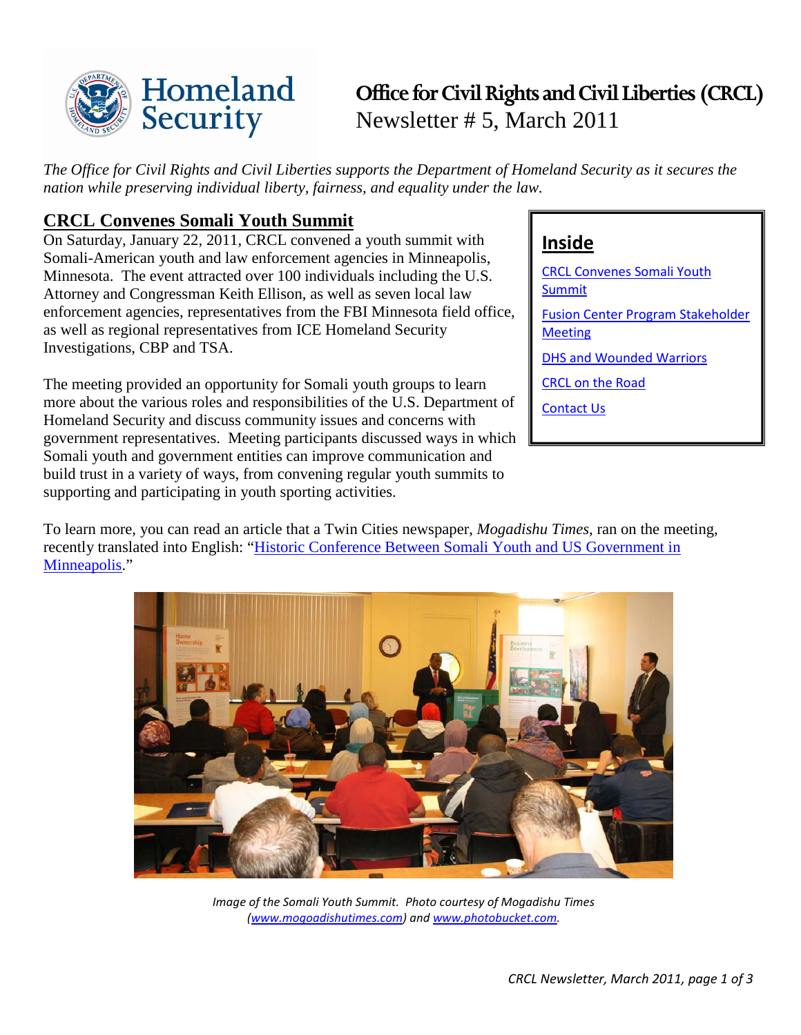# Office for Civil Rights and Civil Liberties (CRCL)

Newsletter # 5, March 2011

*The Office for Civil Rights and Civil Liberties supports the Department of Homeland Security as it secures the nation while preserving individual liberty, fairness, and equality under the law.*

**Inside**

- CRCL Convenes Somali Youth Summit
- Fusion Center Program Stakeholder Meeting
- DHS and Wounded Warriors
- CRCL on the Road
- Contact Us

## CRCL Convenes Somali Youth Summit

On Saturday, January 22, 2011, CRCL convened a youth summit with Somali-American youth and law enforcement agencies in Minneapolis, Minnesota. The event attracted over 100 individuals including the U.S. Attorney and Congressman Keith Ellison, as well as seven local law enforcement agencies, representatives from the FBI Minnesota field office, as well as regional representatives from ICE Homeland Security Investigations, CBP and TSA.

The meeting provided an opportunity for Somali youth groups to learn more about the various roles and responsibilities of the U.S. Department of Homeland Security and discuss community issues and concerns with government representatives. Meeting participants discussed ways in which Somali youth and government entities can improve communication and build trust in a variety of ways, from convening regular youth summits to supporting and participating in youth sporting activities.

To learn more, you can read an article that a Twin Cities newspaper, *Mogadishu Times*, ran on the meeting, recently translated into English: "Historic Conference Between Somali Youth and US Government in Minneapolis."

*Image of the Somali Youth Summit. Photo courtesy of Mogadishu Times (www.mogoadishutimes.com) and www.photobucket.com.*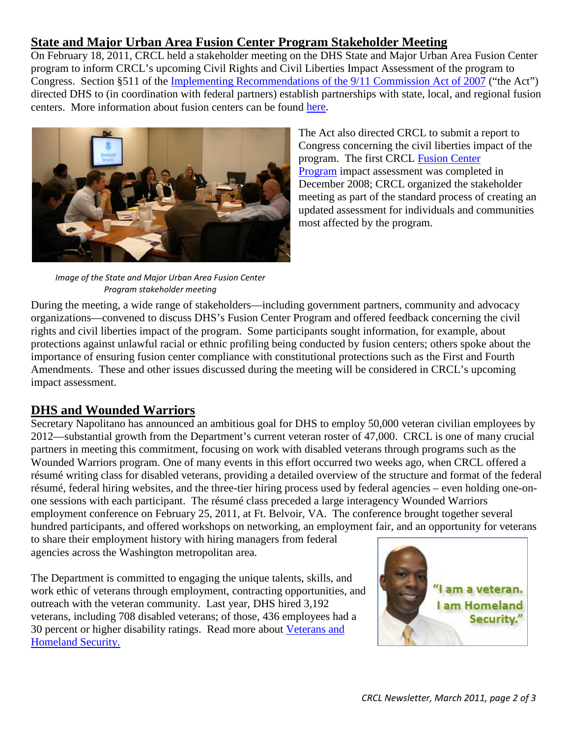## State and Major Urban Area Fusion Center Program Stakeholder Meeting

On February 18, 2011, CRCL held a stakeholder meeting on the DHS State and Major Urban Area Fusion Center program to inform CRCL's upcoming Civil Rights and Civil Liberties Impact Assessment of the program to Congress. Section §511 of the Implementing Recommendations of the 9/11 Commission Act of 2007 ("the Act") directed DHS to (in coordination with federal partners) establish partnerships with state, local, and regional fusion centers. More information about fusion centers can be found here.

The Act also directed CRCL to submit a report to Congress concerning the civil liberties impact of the program. The first CRCL Fusion Center Program impact assessment was completed in December 2008; CRCL organized the stakeholder meeting as part of the standard process of creating an updated assessment for individuals and communities most affected by the program.

*Image of the State and Major Urban Area Fusion Center Program stakeholder meeting*

During the meeting, a wide range of stakeholders—including government partners, community and advocacy organizations—convened to discuss DHS's Fusion Center Program and offered feedback concerning the civil rights and civil liberties impact of the program. Some participants sought information, for example, about protections against unlawful racial or ethnic profiling being conducted by fusion centers; others spoke about the importance of ensuring fusion center compliance with constitutional protections such as the First and Fourth Amendments. These and other issues discussed during the meeting will be considered in CRCL's upcoming impact assessment.

## DHS and Wounded Warriors

Secretary Napolitano has announced an ambitious goal for DHS to employ 50,000 veteran civilian employees by 2012—substantial growth from the Department's current veteran roster of 47,000. CRCL is one of many crucial partners in meeting this commitment, focusing on work with disabled veterans through programs such as the Wounded Warriors program. One of many events in this effort occurred two weeks ago, when CRCL offered a résumé writing class for disabled veterans, providing a detailed overview of the structure and format of the federal résumé, federal hiring websites, and the three-tier hiring process used by federal agencies – even holding one-on-one sessions with each participant. The résumé class preceded a large interagency Wounded Warriors employment conference on February 25, 2011, at Ft. Belvoir, VA. The conference brought together several hundred participants, and offered workshops on networking, an employment fair, and an opportunity for veterans to share their employment history with hiring managers from federal agencies across the Washington metropolitan area.

The Department is committed to engaging the unique talents, skills, and work ethic of veterans through employment, contracting opportunities, and outreach with the veteran community. Last year, DHS hired 3,192 veterans, including 708 disabled veterans; of those, 436 employees had a 30 percent or higher disability ratings. Read more about Veterans and Homeland Security.

"I am a veteran. I am Homeland Security."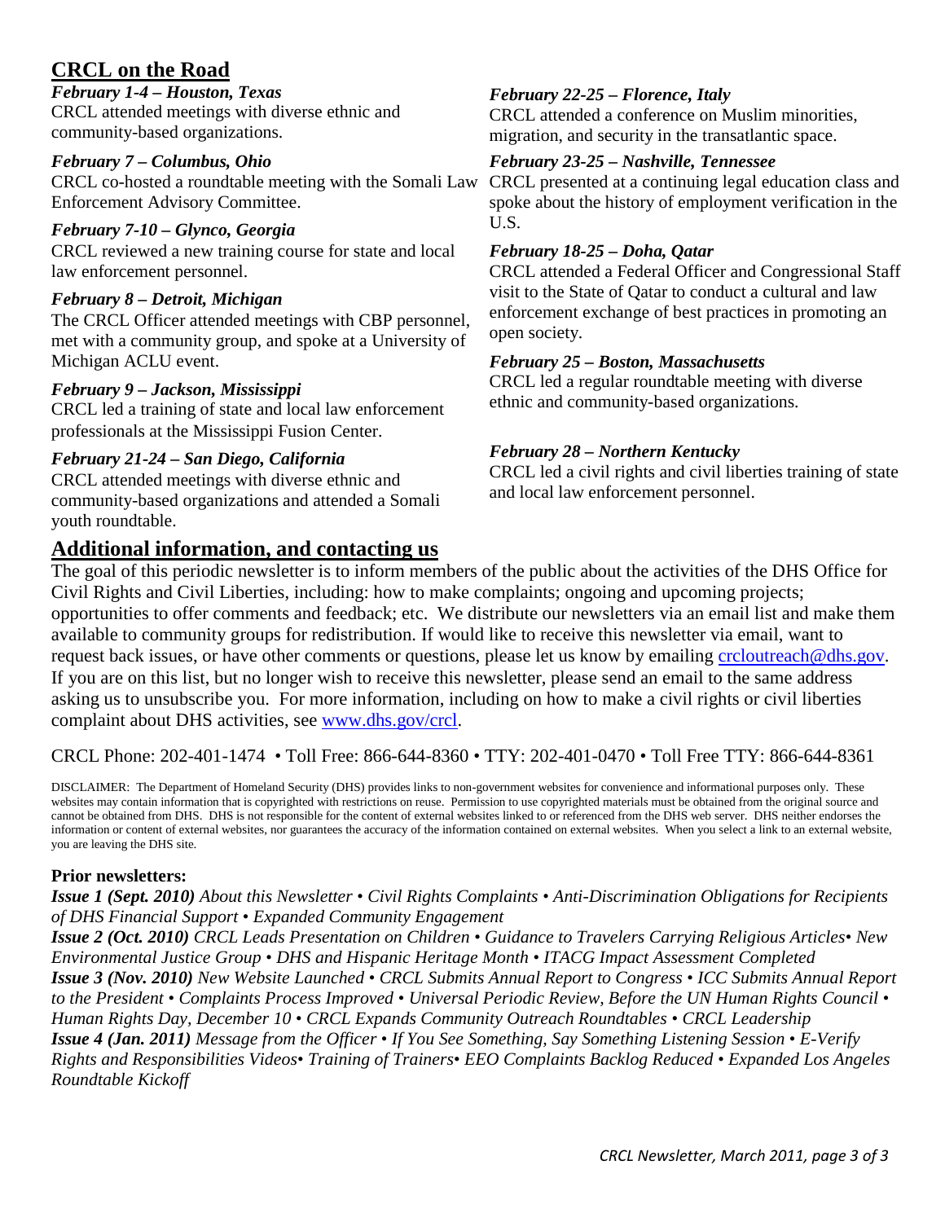## CRCL on the Road

***February 1-4 – Houston, Texas***
CRCL attended meetings with diverse ethnic and community-based organizations.

***February 7 – Columbus, Ohio***
CRCL co-hosted a roundtable meeting with the Somali Law Enforcement Advisory Committee.

***February 7-10 – Glynco, Georgia***
CRCL reviewed a new training course for state and local law enforcement personnel.

***February 8 – Detroit, Michigan***
The CRCL Officer attended meetings with CBP personnel, met with a community group, and spoke at a University of Michigan ACLU event.

***February 9 – Jackson, Mississippi***
CRCL led a training of state and local law enforcement professionals at the Mississippi Fusion Center.

***February 21-24 – San Diego, California***
CRCL attended meetings with diverse ethnic and community-based organizations and attended a Somali youth roundtable.

***February 22-25 – Florence, Italy***
CRCL attended a conference on Muslim minorities, migration, and security in the transatlantic space.

***February 23-25 – Nashville, Tennessee***
CRCL presented at a continuing legal education class and spoke about the history of employment verification in the U.S.

***February 18-25 – Doha, Qatar***
CRCL attended a Federal Officer and Congressional Staff visit to the State of Qatar to conduct a cultural and law enforcement exchange of best practices in promoting an open society.

***February 25 – Boston, Massachusetts***
CRCL led a regular roundtable meeting with diverse ethnic and community-based organizations.

***February 28 – Northern Kentucky***
CRCL led a civil rights and civil liberties training of state and local law enforcement personnel.

## Additional information, and contacting us

The goal of this periodic newsletter is to inform members of the public about the activities of the DHS Office for Civil Rights and Civil Liberties, including: how to make complaints; ongoing and upcoming projects; opportunities to offer comments and feedback; etc. We distribute our newsletters via an email list and make them available to community groups for redistribution. If would like to receive this newsletter via email, want to request back issues, or have other comments or questions, please let us know by emailing crcloutreach@dhs.gov. If you are on this list, but no longer wish to receive this newsletter, please send an email to the same address asking us to unsubscribe you. For more information, including on how to make a civil rights or civil liberties complaint about DHS activities, see www.dhs.gov/crcl.

CRCL Phone: 202-401-1474 • Toll Free: 866-644-8360 • TTY: 202-401-0470 • Toll Free TTY: 866-644-8361

DISCLAIMER: The Department of Homeland Security (DHS) provides links to non-government websites for convenience and informational purposes only. These websites may contain information that is copyrighted with restrictions on reuse. Permission to use copyrighted materials must be obtained from the original source and cannot be obtained from DHS. DHS is not responsible for the content of external websites linked to or referenced from the DHS web server. DHS neither endorses the information or content of external websites, nor guarantees the accuracy of the information contained on external websites. When you select a link to an external website, you are leaving the DHS site.

**Prior newsletters:**

***Issue 1 (Sept. 2010)*** *About this Newsletter • Civil Rights Complaints • Anti-Discrimination Obligations for Recipients of DHS Financial Support • Expanded Community Engagement*

***Issue 2 (Oct. 2010)*** *CRCL Leads Presentation on Children • Guidance to Travelers Carrying Religious Articles• New Environmental Justice Group • DHS and Hispanic Heritage Month • ITACG Impact Assessment Completed*

***Issue 3 (Nov. 2010)*** *New Website Launched • CRCL Submits Annual Report to Congress • ICC Submits Annual Report to the President • Complaints Process Improved • Universal Periodic Review, Before the UN Human Rights Council • Human Rights Day, December 10 • CRCL Expands Community Outreach Roundtables • CRCL Leadership*

***Issue 4 (Jan. 2011)*** *Message from the Officer • If You See Something, Say Something Listening Session • E-Verify Rights and Responsibilities Videos• Training of Trainers• EEO Complaints Backlog Reduced • Expanded Los Angeles Roundtable Kickoff*